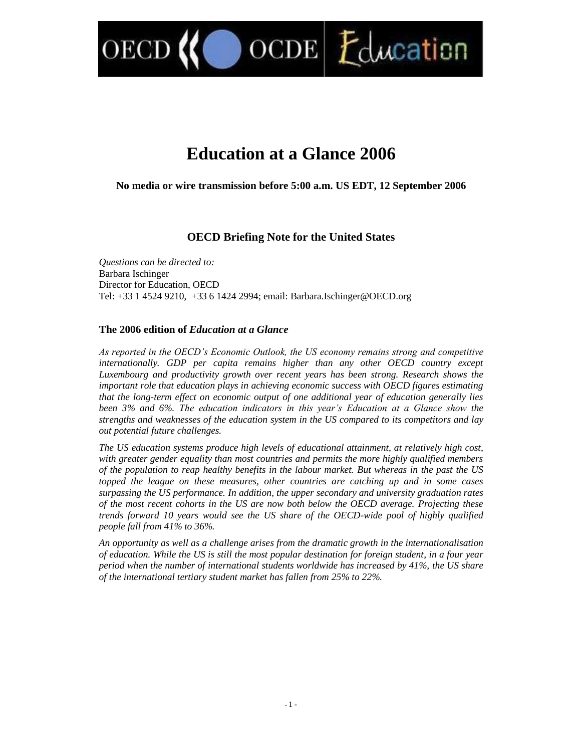OECD OCDE Education

# Education at a Glance 2006

**No media or wire transmission before 5:00 a.m. US EDT, 12 September 2006**

### OECD Briefing Note for the United States

*Questions can be directed to:*
Barbara Ischinger
Director for Education, OECD
Tel: +33 1 4524 9210, +33 6 1424 2994; email: Barbara.Ischinger@OECD.org

## The 2006 edition of *Education at a Glance*

*As reported in the OECD's Economic Outlook, the US economy remains strong and competitive internationally. GDP per capita remains higher than any other OECD country except Luxembourg and productivity growth over recent years has been strong. Research shows the important role that education plays in achieving economic success with OECD figures estimating that the long-term effect on economic output of one additional year of education generally lies been 3% and 6%. The education indicators in this year's Education at a Glance show the strengths and weaknesses of the education system in the US compared to its competitors and lay out potential future challenges.*

*The US education systems produce high levels of educational attainment, at relatively high cost, with greater gender equality than most countries and permits the more highly qualified members of the population to reap healthy benefits in the labour market. But whereas in the past the US topped the league on these measures, other countries are catching up and in some cases surpassing the US performance. In addition, the upper secondary and university graduation rates of the most recent cohorts in the US are now both below the OECD average. Projecting these trends forward 10 years would see the US share of the OECD-wide pool of highly qualified people fall from 41% to 36%.*

*An opportunity as well as a challenge arises from the dramatic growth in the internationalisation of education. While the US is still the most popular destination for foreign student, in a four year period when the number of international students worldwide has increased by 41%, the US share of the international tertiary student market has fallen from 25% to 22%.*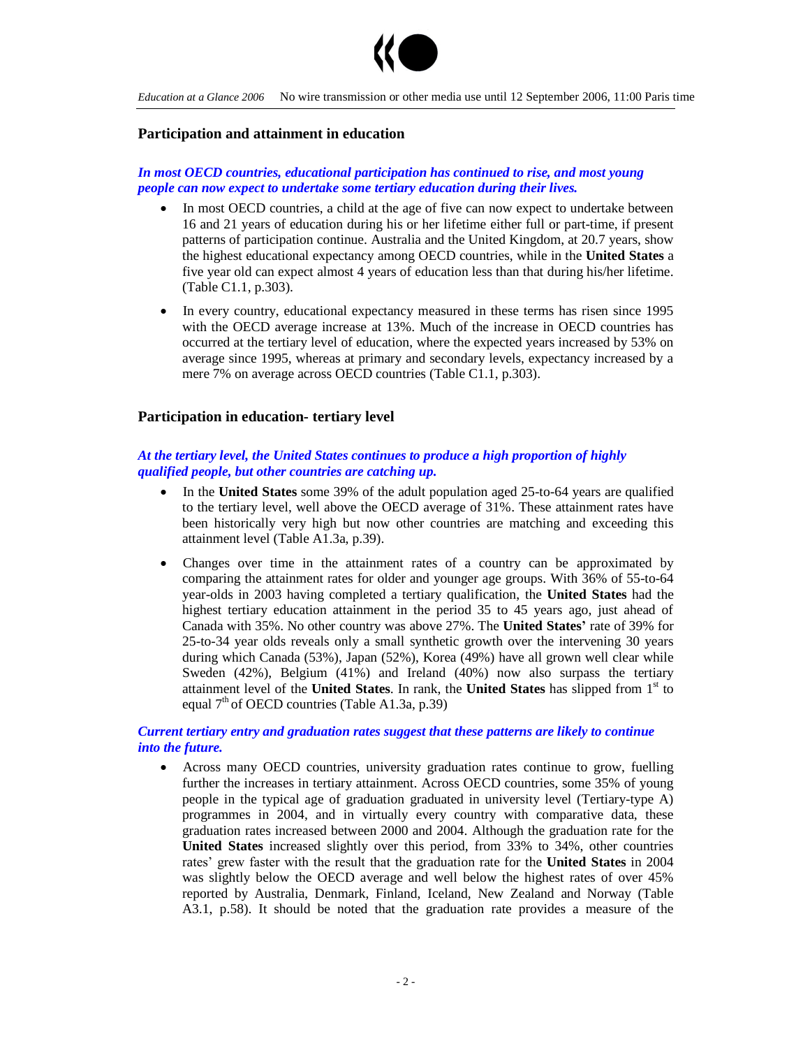## Participation and attainment in education

***In most OECD countries, educational participation has continued to rise, and most young people can now expect to undertake some tertiary education during their lives.***

- In most OECD countries, a child at the age of five can now expect to undertake between 16 and 21 years of education during his or her lifetime either full or part-time, if present patterns of participation continue. Australia and the United Kingdom, at 20.7 years, show the highest educational expectancy among OECD countries, while in the **United States** a five year old can expect almost 4 years of education less than that during his/her lifetime. (Table C1.1, p.303).
- In every country, educational expectancy measured in these terms has risen since 1995 with the OECD average increase at 13%. Much of the increase in OECD countries has occurred at the tertiary level of education, where the expected years increased by 53% on average since 1995, whereas at primary and secondary levels, expectancy increased by a mere 7% on average across OECD countries (Table C1.1, p.303).

## Participation in education- tertiary level

***At the tertiary level, the United States continues to produce a high proportion of highly qualified people, but other countries are catching up.***

- In the **United States** some 39% of the adult population aged 25-to-64 years are qualified to the tertiary level, well above the OECD average of 31%. These attainment rates have been historically very high but now other countries are matching and exceeding this attainment level (Table A1.3a, p.39).
- Changes over time in the attainment rates of a country can be approximated by comparing the attainment rates for older and younger age groups. With 36% of 55-to-64 year-olds in 2003 having completed a tertiary qualification, the **United States** had the highest tertiary education attainment in the period 35 to 45 years ago, just ahead of Canada with 35%. No other country was above 27%. The **United States'** rate of 39% for 25-to-34 year olds reveals only a small synthetic growth over the intervening 30 years during which Canada (53%), Japan (52%), Korea (49%) have all grown well clear while Sweden (42%), Belgium (41%) and Ireland (40%) now also surpass the tertiary attainment level of the **United States**. In rank, the **United States** has slipped from 1st to equal 7th of OECD countries (Table A1.3a, p.39)

***Current tertiary entry and graduation rates suggest that these patterns are likely to continue into the future.***

- Across many OECD countries, university graduation rates continue to grow, fuelling further the increases in tertiary attainment. Across OECD countries, some 35% of young people in the typical age of graduation graduated in university level (Tertiary-type A) programmes in 2004, and in virtually every country with comparative data, these graduation rates increased between 2000 and 2004. Although the graduation rate for the **United States** increased slightly over this period, from 33% to 34%, other countries rates' grew faster with the result that the graduation rate for the **United States** in 2004 was slightly below the OECD average and well below the highest rates of over 45% reported by Australia, Denmark, Finland, Iceland, New Zealand and Norway (Table A3.1, p.58). It should be noted that the graduation rate provides a measure of the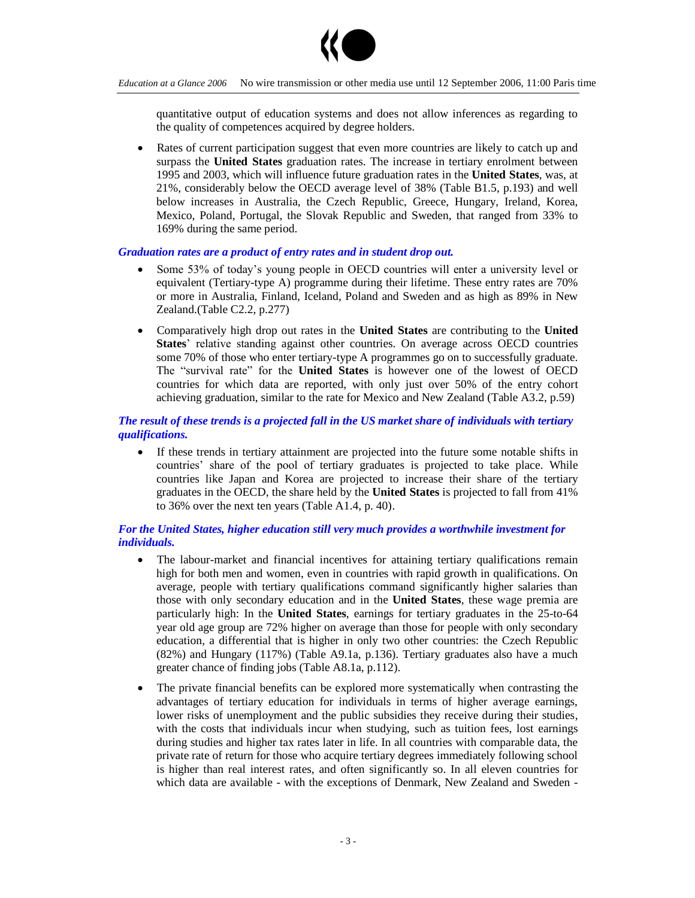quantitative output of education systems and does not allow inferences as regarding to the quality of competences acquired by degree holders.

- Rates of current participation suggest that even more countries are likely to catch up and surpass the **United States** graduation rates. The increase in tertiary enrolment between 1995 and 2003, which will influence future graduation rates in the **United States**, was, at 21%, considerably below the OECD average level of 38% (Table B1.5, p.193) and well below increases in Australia, the Czech Republic, Greece, Hungary, Ireland, Korea, Mexico, Poland, Portugal, the Slovak Republic and Sweden, that ranged from 33% to 169% during the same period.

***Graduation rates are a product of entry rates and in student drop out.***

- Some 53% of today's young people in OECD countries will enter a university level or equivalent (Tertiary-type A) programme during their lifetime. These entry rates are 70% or more in Australia, Finland, Iceland, Poland and Sweden and as high as 89% in New Zealand.(Table C2.2, p.277)
- Comparatively high drop out rates in the **United States** are contributing to the **United States**' relative standing against other countries. On average across OECD countries some 70% of those who enter tertiary-type A programmes go on to successfully graduate. The "survival rate" for the **United States** is however one of the lowest of OECD countries for which data are reported, with only just over 50% of the entry cohort achieving graduation, similar to the rate for Mexico and New Zealand (Table A3.2, p.59)

***The result of these trends is a projected fall in the US market share of individuals with tertiary qualifications.***

- If these trends in tertiary attainment are projected into the future some notable shifts in countries' share of the pool of tertiary graduates is projected to take place. While countries like Japan and Korea are projected to increase their share of the tertiary graduates in the OECD, the share held by the **United States** is projected to fall from 41% to 36% over the next ten years (Table A1.4, p. 40).

***For the United States, higher education still very much provides a worthwhile investment for individuals.***

- The labour-market and financial incentives for attaining tertiary qualifications remain high for both men and women, even in countries with rapid growth in qualifications. On average, people with tertiary qualifications command significantly higher salaries than those with only secondary education and in the **United States**, these wage premia are particularly high: In the **United States**, earnings for tertiary graduates in the 25-to-64 year old age group are 72% higher on average than those for people with only secondary education, a differential that is higher in only two other countries: the Czech Republic (82%) and Hungary (117%) (Table A9.1a, p.136). Tertiary graduates also have a much greater chance of finding jobs (Table A8.1a, p.112).
- The private financial benefits can be explored more systematically when contrasting the advantages of tertiary education for individuals in terms of higher average earnings, lower risks of unemployment and the public subsidies they receive during their studies, with the costs that individuals incur when studying, such as tuition fees, lost earnings during studies and higher tax rates later in life. In all countries with comparable data, the private rate of return for those who acquire tertiary degrees immediately following school is higher than real interest rates, and often significantly so. In all eleven countries for which data are available - with the exceptions of Denmark, New Zealand and Sweden -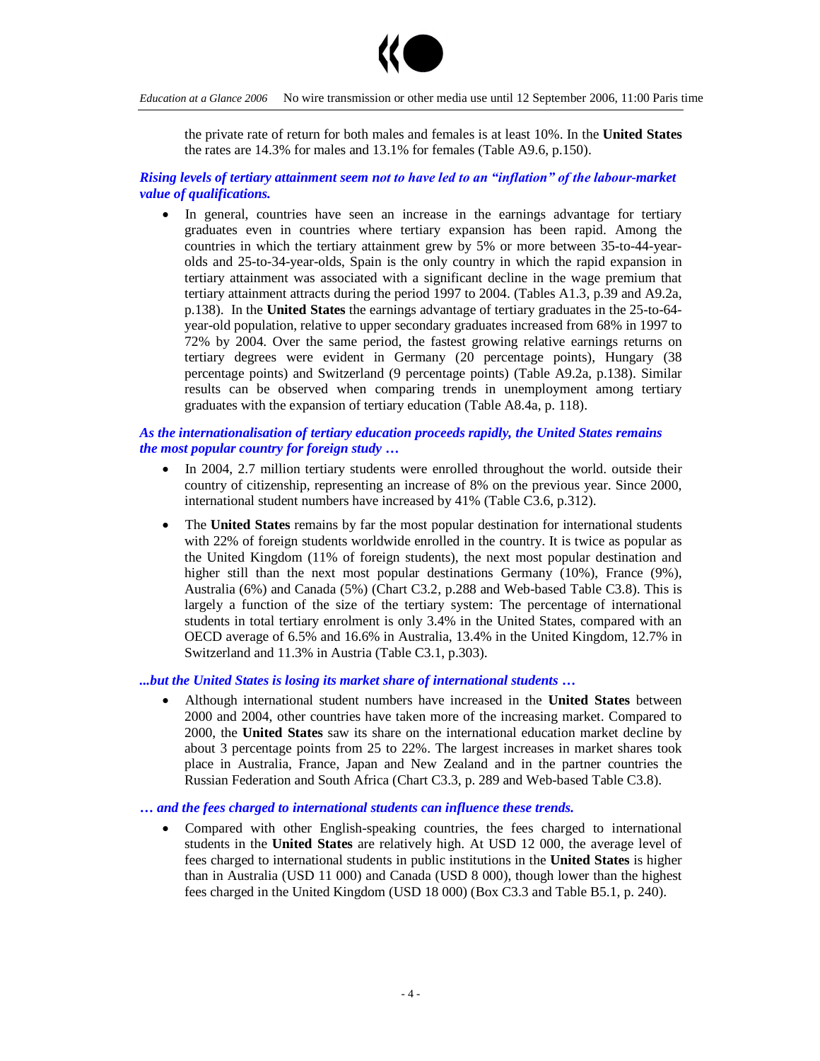the private rate of return for both males and females is at least 10%. In the **United States** the rates are 14.3% for males and 13.1% for females (Table A9.6, p.150).

***Rising levels of tertiary attainment seem not to have led to an "inflation" of the labour-market value of qualifications.***

- In general, countries have seen an increase in the earnings advantage for tertiary graduates even in countries where tertiary expansion has been rapid. Among the countries in which the tertiary attainment grew by 5% or more between 35-to-44-year-olds and 25-to-34-year-olds, Spain is the only country in which the rapid expansion in tertiary attainment was associated with a significant decline in the wage premium that tertiary attainment attracts during the period 1997 to 2004. (Tables A1.3, p.39 and A9.2a, p.138). In the **United States** the earnings advantage of tertiary graduates in the 25-to-64-year-old population, relative to upper secondary graduates increased from 68% in 1997 to 72% by 2004. Over the same period, the fastest growing relative earnings returns on tertiary degrees were evident in Germany (20 percentage points), Hungary (38 percentage points) and Switzerland (9 percentage points) (Table A9.2a, p.138). Similar results can be observed when comparing trends in unemployment among tertiary graduates with the expansion of tertiary education (Table A8.4a, p. 118).

***As the internationalisation of tertiary education proceeds rapidly, the United States remains the most popular country for foreign study …***

- In 2004, 2.7 million tertiary students were enrolled throughout the world. outside their country of citizenship, representing an increase of 8% on the previous year. Since 2000, international student numbers have increased by 41% (Table C3.6, p.312).
- The **United States** remains by far the most popular destination for international students with 22% of foreign students worldwide enrolled in the country. It is twice as popular as the United Kingdom (11% of foreign students), the next most popular destination and higher still than the next most popular destinations Germany (10%), France (9%), Australia (6%) and Canada (5%) (Chart C3.2, p.288 and Web-based Table C3.8). This is largely a function of the size of the tertiary system: The percentage of international students in total tertiary enrolment is only 3.4% in the United States, compared with an OECD average of 6.5% and 16.6% in Australia, 13.4% in the United Kingdom, 12.7% in Switzerland and 11.3% in Austria (Table C3.1, p.303).

***...but the United States is losing its market share of international students …***

- Although international student numbers have increased in the **United States** between 2000 and 2004, other countries have taken more of the increasing market. Compared to 2000, the **United States** saw its share on the international education market decline by about 3 percentage points from 25 to 22%. The largest increases in market shares took place in Australia, France, Japan and New Zealand and in the partner countries the Russian Federation and South Africa (Chart C3.3, p. 289 and Web-based Table C3.8).

***… and the fees charged to international students can influence these trends.***

- Compared with other English-speaking countries, the fees charged to international students in the **United States** are relatively high. At USD 12 000, the average level of fees charged to international students in public institutions in the **United States** is higher than in Australia (USD 11 000) and Canada (USD 8 000), though lower than the highest fees charged in the United Kingdom (USD 18 000) (Box C3.3 and Table B5.1, p. 240).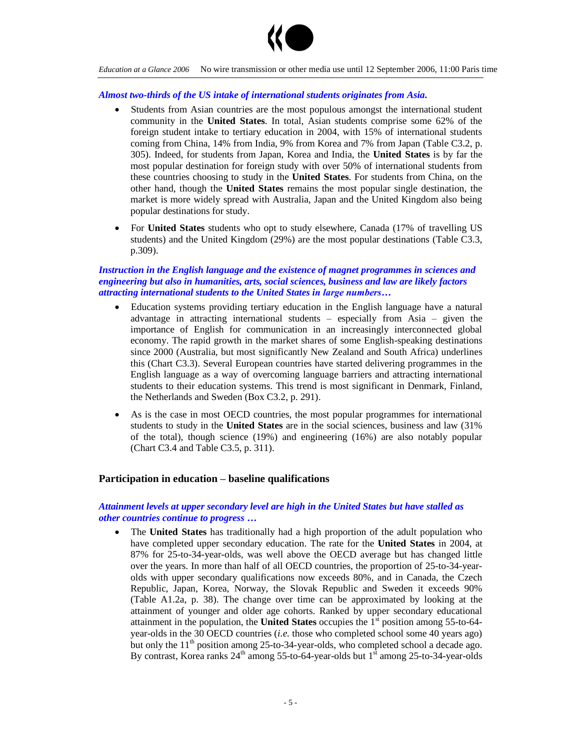***Almost two-thirds of the US intake of international students originates from Asia.***

- Students from Asian countries are the most populous amongst the international student community in the **United States**. In total, Asian students comprise some 62% of the foreign student intake to tertiary education in 2004, with 15% of international students coming from China, 14% from India, 9% from Korea and 7% from Japan (Table C3.2, p. 305). Indeed, for students from Japan, Korea and India, the **United States** is by far the most popular destination for foreign study with over 50% of international students from these countries choosing to study in the **United States**. For students from China, on the other hand, though the **United States** remains the most popular single destination, the market is more widely spread with Australia, Japan and the United Kingdom also being popular destinations for study.
- For **United States** students who opt to study elsewhere, Canada (17% of travelling US students) and the United Kingdom (29%) are the most popular destinations (Table C3.3, p.309).

***Instruction in the English language and the existence of magnet programmes in sciences and engineering but also in humanities, arts, social sciences, business and law are likely factors attracting international students to the United States in large numbers…***

- Education systems providing tertiary education in the English language have a natural advantage in attracting international students – especially from Asia – given the importance of English for communication in an increasingly interconnected global economy. The rapid growth in the market shares of some English-speaking destinations since 2000 (Australia, but most significantly New Zealand and South Africa) underlines this (Chart C3.3). Several European countries have started delivering programmes in the English language as a way of overcoming language barriers and attracting international students to their education systems. This trend is most significant in Denmark, Finland, the Netherlands and Sweden (Box C3.2, p. 291).
- As is the case in most OECD countries, the most popular programmes for international students to study in the **United States** are in the social sciences, business and law (31% of the total), though science (19%) and engineering (16%) are also notably popular (Chart C3.4 and Table C3.5, p. 311).

## Participation in education – baseline qualifications

***Attainment levels at upper secondary level are high in the United States but have stalled as other countries continue to progress …***

- The **United States** has traditionally had a high proportion of the adult population who have completed upper secondary education. The rate for the **United States** in 2004, at 87% for 25-to-34-year-olds, was well above the OECD average but has changed little over the years. In more than half of all OECD countries, the proportion of 25-to-34-year-olds with upper secondary qualifications now exceeds 80%, and in Canada, the Czech Republic, Japan, Korea, Norway, the Slovak Republic and Sweden it exceeds 90% (Table A1.2a, p. 38). The change over time can be approximated by looking at the attainment of younger and older age cohorts. Ranked by upper secondary educational attainment in the population, the **United States** occupies the 1st position among 55-to-64-year-olds in the 30 OECD countries (*i.e.* those who completed school some 40 years ago) but only the 11th position among 25-to-34-year-olds, who completed school a decade ago. By contrast, Korea ranks 24th among 55-to-64-year-olds but 1st among 25-to-34-year-olds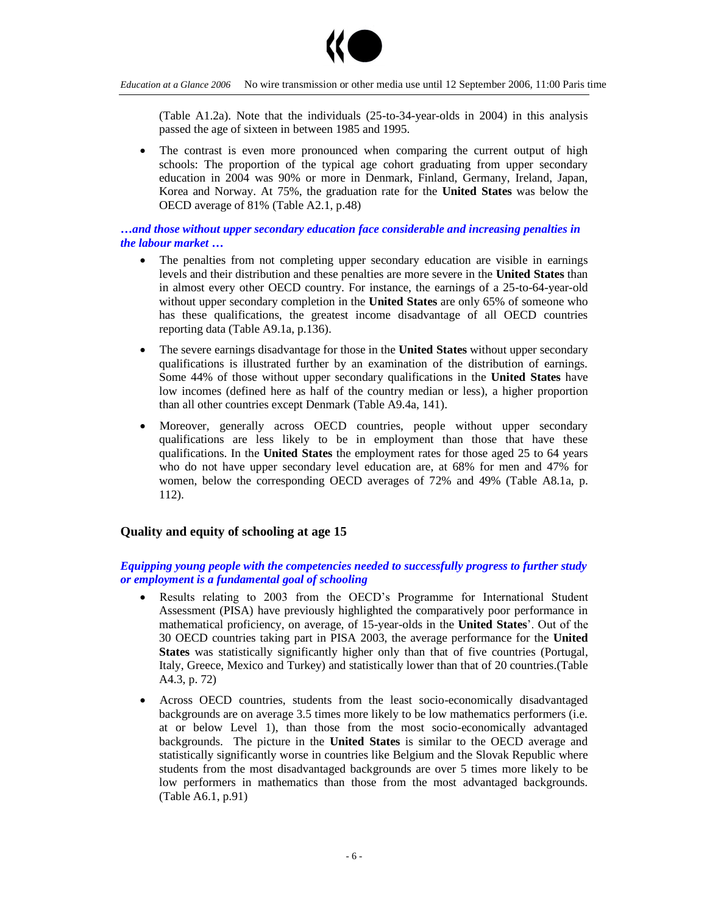(Table A1.2a). Note that the individuals (25-to-34-year-olds in 2004) in this analysis passed the age of sixteen in between 1985 and 1995.

- The contrast is even more pronounced when comparing the current output of high schools: The proportion of the typical age cohort graduating from upper secondary education in 2004 was 90% or more in Denmark, Finland, Germany, Ireland, Japan, Korea and Norway. At 75%, the graduation rate for the **United States** was below the OECD average of 81% (Table A2.1, p.48)

***…and those without upper secondary education face considerable and increasing penalties in the labour market …***

- The penalties from not completing upper secondary education are visible in earnings levels and their distribution and these penalties are more severe in the **United States** than in almost every other OECD country. For instance, the earnings of a 25-to-64-year-old without upper secondary completion in the **United States** are only 65% of someone who has these qualifications, the greatest income disadvantage of all OECD countries reporting data (Table A9.1a, p.136).
- The severe earnings disadvantage for those in the **United States** without upper secondary qualifications is illustrated further by an examination of the distribution of earnings. Some 44% of those without upper secondary qualifications in the **United States** have low incomes (defined here as half of the country median or less), a higher proportion than all other countries except Denmark (Table A9.4a, 141).
- Moreover, generally across OECD countries, people without upper secondary qualifications are less likely to be in employment than those that have these qualifications. In the **United States** the employment rates for those aged 25 to 64 years who do not have upper secondary level education are, at 68% for men and 47% for women, below the corresponding OECD averages of 72% and 49% (Table A8.1a, p. 112).

## Quality and equity of schooling at age 15

***Equipping young people with the competencies needed to successfully progress to further study or employment is a fundamental goal of schooling***

- Results relating to 2003 from the OECD's Programme for International Student Assessment (PISA) have previously highlighted the comparatively poor performance in mathematical proficiency, on average, of 15-year-olds in the **United States**'. Out of the 30 OECD countries taking part in PISA 2003, the average performance for the **United States** was statistically significantly higher only than that of five countries (Portugal, Italy, Greece, Mexico and Turkey) and statistically lower than that of 20 countries.(Table A4.3, p. 72)
- Across OECD countries, students from the least socio-economically disadvantaged backgrounds are on average 3.5 times more likely to be low mathematics performers (i.e. at or below Level 1), than those from the most socio-economically advantaged backgrounds. The picture in the **United States** is similar to the OECD average and statistically significantly worse in countries like Belgium and the Slovak Republic where students from the most disadvantaged backgrounds are over 5 times more likely to be low performers in mathematics than those from the most advantaged backgrounds. (Table A6.1, p.91)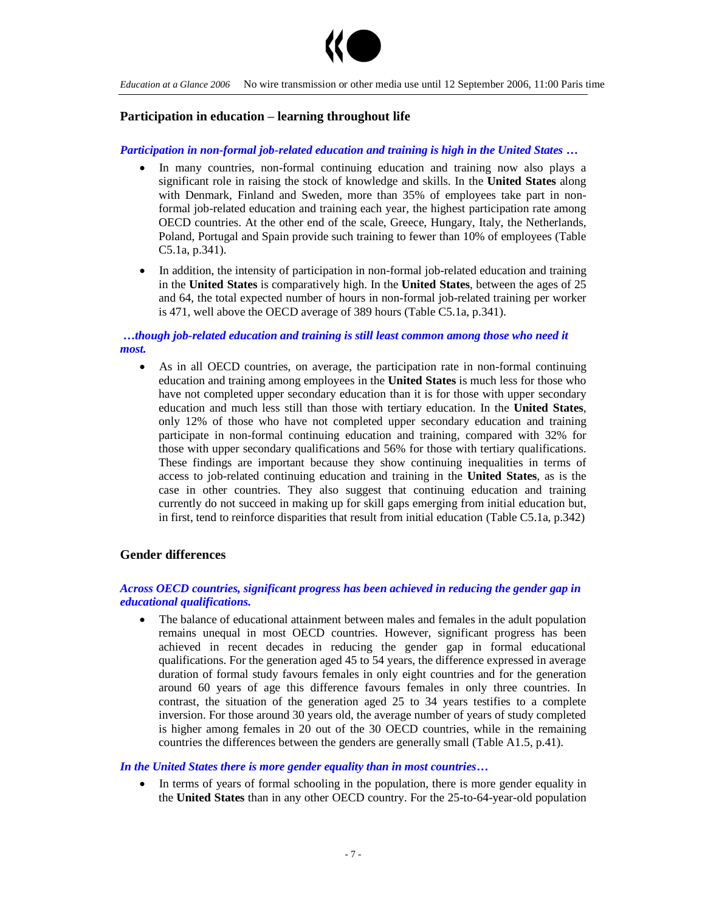## Participation in education – learning throughout life

***Participation in non-formal job-related education and training is high in the United States …***

- In many countries, non-formal continuing education and training now also plays a significant role in raising the stock of knowledge and skills. In the **United States** along with Denmark, Finland and Sweden, more than 35% of employees take part in non-formal job-related education and training each year, the highest participation rate among OECD countries. At the other end of the scale, Greece, Hungary, Italy, the Netherlands, Poland, Portugal and Spain provide such training to fewer than 10% of employees (Table C5.1a, p.341).
- In addition, the intensity of participation in non-formal job-related education and training in the **United States** is comparatively high. In the **United States**, between the ages of 25 and 64, the total expected number of hours in non-formal job-related training per worker is 471, well above the OECD average of 389 hours (Table C5.1a, p.341).

***…though job-related education and training is still least common among those who need it most.***

- As in all OECD countries, on average, the participation rate in non-formal continuing education and training among employees in the **United States** is much less for those who have not completed upper secondary education than it is for those with upper secondary education and much less still than those with tertiary education. In the **United States**, only 12% of those who have not completed upper secondary education and training participate in non-formal continuing education and training, compared with 32% for those with upper secondary qualifications and 56% for those with tertiary qualifications. These findings are important because they show continuing inequalities in terms of access to job-related continuing education and training in the **United States**, as is the case in other countries. They also suggest that continuing education and training currently do not succeed in making up for skill gaps emerging from initial education but, in first, tend to reinforce disparities that result from initial education (Table C5.1a, p.342)

## Gender differences

***Across OECD countries, significant progress has been achieved in reducing the gender gap in educational qualifications.***

- The balance of educational attainment between males and females in the adult population remains unequal in most OECD countries. However, significant progress has been achieved in recent decades in reducing the gender gap in formal educational qualifications. For the generation aged 45 to 54 years, the difference expressed in average duration of formal study favours females in only eight countries and for the generation around 60 years of age this difference favours females in only three countries. In contrast, the situation of the generation aged 25 to 34 years testifies to a complete inversion. For those around 30 years old, the average number of years of study completed is higher among females in 20 out of the 30 OECD countries, while in the remaining countries the differences between the genders are generally small (Table A1.5, p.41).

***In the United States there is more gender equality than in most countries…***

- In terms of years of formal schooling in the population, there is more gender equality in the **United States** than in any other OECD country. For the 25-to-64-year-old population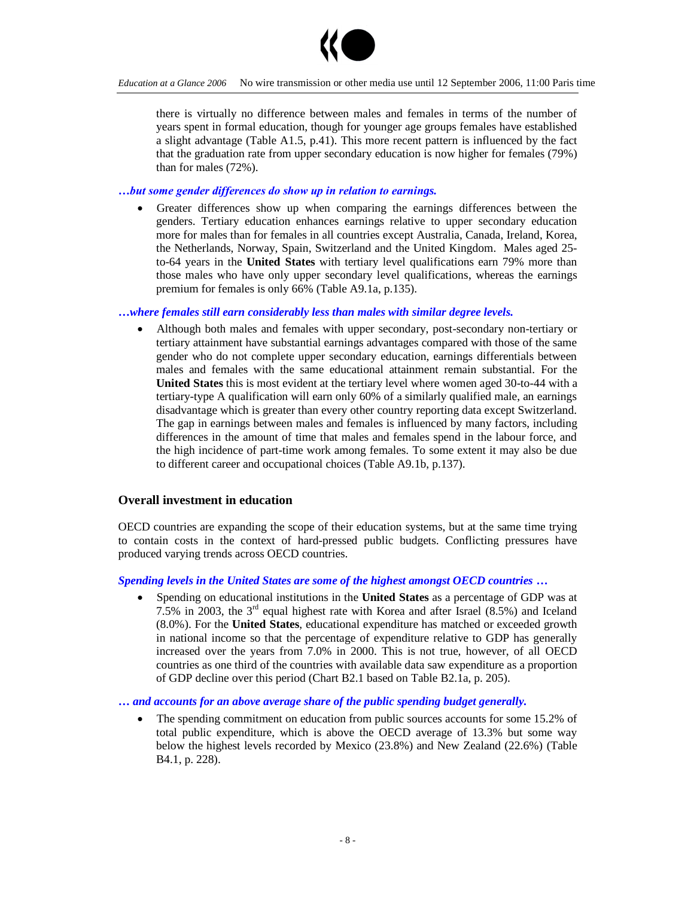there is virtually no difference between males and females in terms of the number of years spent in formal education, though for younger age groups females have established a slight advantage (Table A1.5, p.41). This more recent pattern is influenced by the fact that the graduation rate from upper secondary education is now higher for females (79%) than for males (72%).

***…but some gender differences do show up in relation to earnings.***

- Greater differences show up when comparing the earnings differences between the genders. Tertiary education enhances earnings relative to upper secondary education more for males than for females in all countries except Australia, Canada, Ireland, Korea, the Netherlands, Norway, Spain, Switzerland and the United Kingdom. Males aged 25-to-64 years in the **United States** with tertiary level qualifications earn 79% more than those males who have only upper secondary level qualifications, whereas the earnings premium for females is only 66% (Table A9.1a, p.135).

***…where females still earn considerably less than males with similar degree levels.***

- Although both males and females with upper secondary, post-secondary non-tertiary or tertiary attainment have substantial earnings advantages compared with those of the same gender who do not complete upper secondary education, earnings differentials between males and females with the same educational attainment remain substantial. For the **United States** this is most evident at the tertiary level where women aged 30-to-44 with a tertiary-type A qualification will earn only 60% of a similarly qualified male, an earnings disadvantage which is greater than every other country reporting data except Switzerland. The gap in earnings between males and females is influenced by many factors, including differences in the amount of time that males and females spend in the labour force, and the high incidence of part-time work among females. To some extent it may also be due to different career and occupational choices (Table A9.1b, p.137).

## Overall investment in education

OECD countries are expanding the scope of their education systems, but at the same time trying to contain costs in the context of hard-pressed public budgets. Conflicting pressures have produced varying trends across OECD countries.

***Spending levels in the United States are some of the highest amongst OECD countries …***

- Spending on educational institutions in the **United States** as a percentage of GDP was at 7.5% in 2003, the 3rd equal highest rate with Korea and after Israel (8.5%) and Iceland (8.0%). For the **United States**, educational expenditure has matched or exceeded growth in national income so that the percentage of expenditure relative to GDP has generally increased over the years from 7.0% in 2000. This is not true, however, of all OECD countries as one third of the countries with available data saw expenditure as a proportion of GDP decline over this period (Chart B2.1 based on Table B2.1a, p. 205).

***… and accounts for an above average share of the public spending budget generally.***

- The spending commitment on education from public sources accounts for some 15.2% of total public expenditure, which is above the OECD average of 13.3% but some way below the highest levels recorded by Mexico (23.8%) and New Zealand (22.6%) (Table B4.1, p. 228).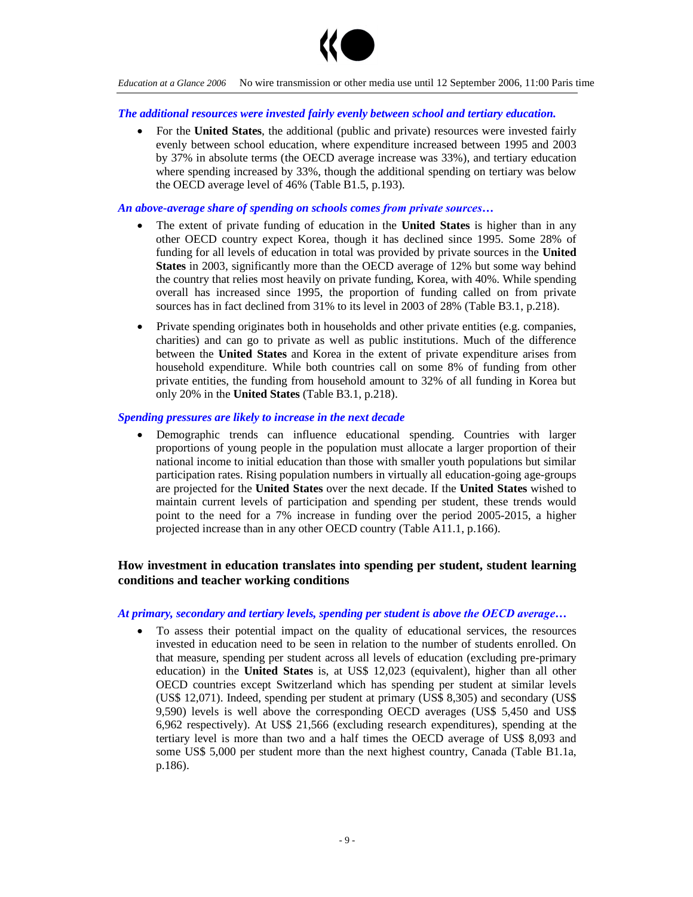*The additional resources were invested fairly evenly between school and tertiary education.*

- For the **United States**, the additional (public and private) resources were invested fairly evenly between school education, where expenditure increased between 1995 and 2003 by 37% in absolute terms (the OECD average increase was 33%), and tertiary education where spending increased by 33%, though the additional spending on tertiary was below the OECD average level of 46% (Table B1.5, p.193).

*An above-average share of spending on schools comes from private sources…*

- The extent of private funding of education in the **United States** is higher than in any other OECD country expect Korea, though it has declined since 1995. Some 28% of funding for all levels of education in total was provided by private sources in the **United States** in 2003, significantly more than the OECD average of 12% but some way behind the country that relies most heavily on private funding, Korea, with 40%. While spending overall has increased since 1995, the proportion of funding called on from private sources has in fact declined from 31% to its level in 2003 of 28% (Table B3.1, p.218).

- Private spending originates both in households and other private entities (e.g. companies, charities) and can go to private as well as public institutions. Much of the difference between the **United States** and Korea in the extent of private expenditure arises from household expenditure. While both countries call on some 8% of funding from other private entities, the funding from household amount to 32% of all funding in Korea but only 20% in the **United States** (Table B3.1, p.218).

*Spending pressures are likely to increase in the next decade*

- Demographic trends can influence educational spending. Countries with larger proportions of young people in the population must allocate a larger proportion of their national income to initial education than those with smaller youth populations but similar participation rates. Rising population numbers in virtually all education-going age-groups are projected for the **United States** over the next decade. If the **United States** wished to maintain current levels of participation and spending per student, these trends would point to the need for a 7% increase in funding over the period 2005-2015, a higher projected increase than in any other OECD country (Table A11.1, p.166).

## How investment in education translates into spending per student, student learning conditions and teacher working conditions

*At primary, secondary and tertiary levels, spending per student is above the OECD average…*

- To assess their potential impact on the quality of educational services, the resources invested in education need to be seen in relation to the number of students enrolled. On that measure, spending per student across all levels of education (excluding pre-primary education) in the **United States** is, at US$ 12,023 (equivalent), higher than all other OECD countries except Switzerland which has spending per student at similar levels (US$ 12,071). Indeed, spending per student at primary (US$ 8,305) and secondary (US$ 9,590) levels is well above the corresponding OECD averages (US$ 5,450 and US$ 6,962 respectively). At US$ 21,566 (excluding research expenditures), spending at the tertiary level is more than two and a half times the OECD average of US$ 8,093 and some US$ 5,000 per student more than the next highest country, Canada (Table B1.1a, p.186).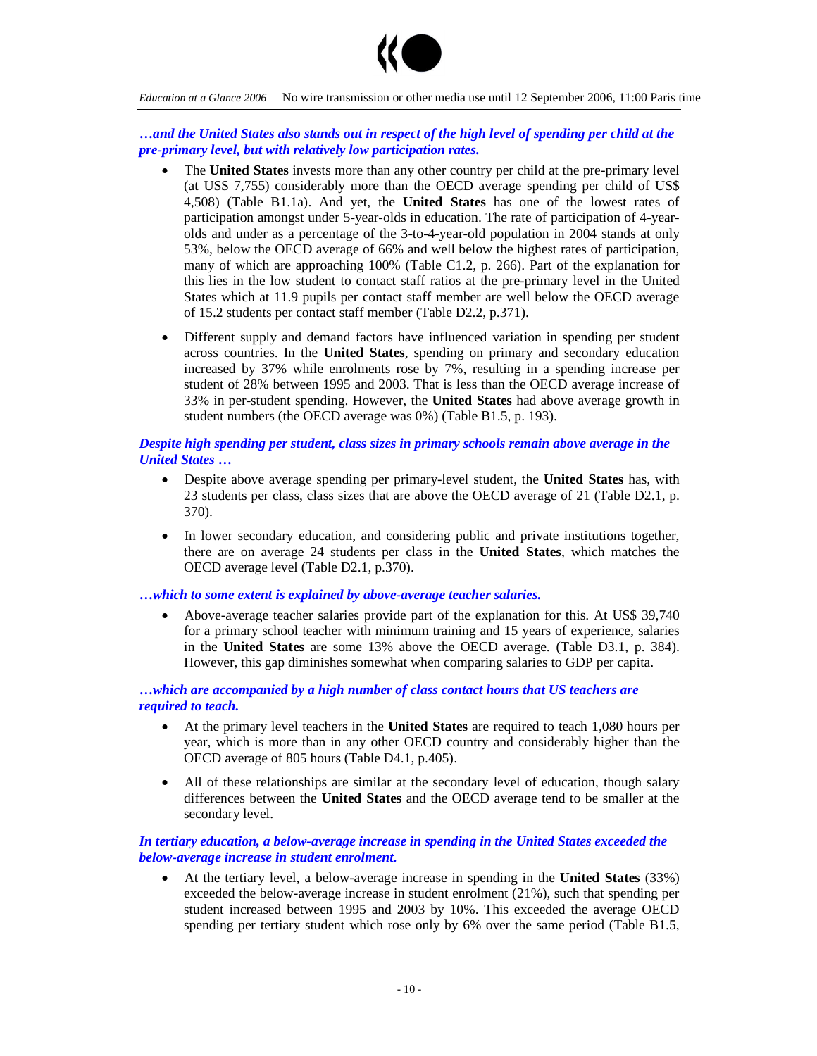*…and the United States also stands out in respect of the high level of spending per child at the pre-primary level, but with relatively low participation rates.*

- The **United States** invests more than any other country per child at the pre-primary level (at US$ 7,755) considerably more than the OECD average spending per child of US$ 4,508) (Table B1.1a). And yet, the **United States** has one of the lowest rates of participation amongst under 5-year-olds in education. The rate of participation of 4-year-olds and under as a percentage of the 3-to-4-year-old population in 2004 stands at only 53%, below the OECD average of 66% and well below the highest rates of participation, many of which are approaching 100% (Table C1.2, p. 266). Part of the explanation for this lies in the low student to contact staff ratios at the pre-primary level in the United States which at 11.9 pupils per contact staff member are well below the OECD average of 15.2 students per contact staff member (Table D2.2, p.371).

- Different supply and demand factors have influenced variation in spending per student across countries. In the **United States**, spending on primary and secondary education increased by 37% while enrolments rose by 7%, resulting in a spending increase per student of 28% between 1995 and 2003. That is less than the OECD average increase of 33% in per-student spending. However, the **United States** had above average growth in student numbers (the OECD average was 0%) (Table B1.5, p. 193).

*Despite high spending per student, class sizes in primary schools remain above average in the United States …*

- Despite above average spending per primary-level student, the **United States** has, with 23 students per class, class sizes that are above the OECD average of 21 (Table D2.1, p. 370).

- In lower secondary education, and considering public and private institutions together, there are on average 24 students per class in the **United States**, which matches the OECD average level (Table D2.1, p.370).

*…which to some extent is explained by above-average teacher salaries.*

- Above-average teacher salaries provide part of the explanation for this. At US$ 39,740 for a primary school teacher with minimum training and 15 years of experience, salaries in the **United States** are some 13% above the OECD average. (Table D3.1, p. 384). However, this gap diminishes somewhat when comparing salaries to GDP per capita.

*…which are accompanied by a high number of class contact hours that US teachers are required to teach.*

- At the primary level teachers in the **United States** are required to teach 1,080 hours per year, which is more than in any other OECD country and considerably higher than the OECD average of 805 hours (Table D4.1, p.405).

- All of these relationships are similar at the secondary level of education, though salary differences between the **United States** and the OECD average tend to be smaller at the secondary level.

*In tertiary education, a below-average increase in spending in the United States exceeded the below-average increase in student enrolment.*

- At the tertiary level, a below-average increase in spending in the **United States** (33%) exceeded the below-average increase in student enrolment (21%), such that spending per student increased between 1995 and 2003 by 10%. This exceeded the average OECD spending per tertiary student which rose only by 6% over the same period (Table B1.5,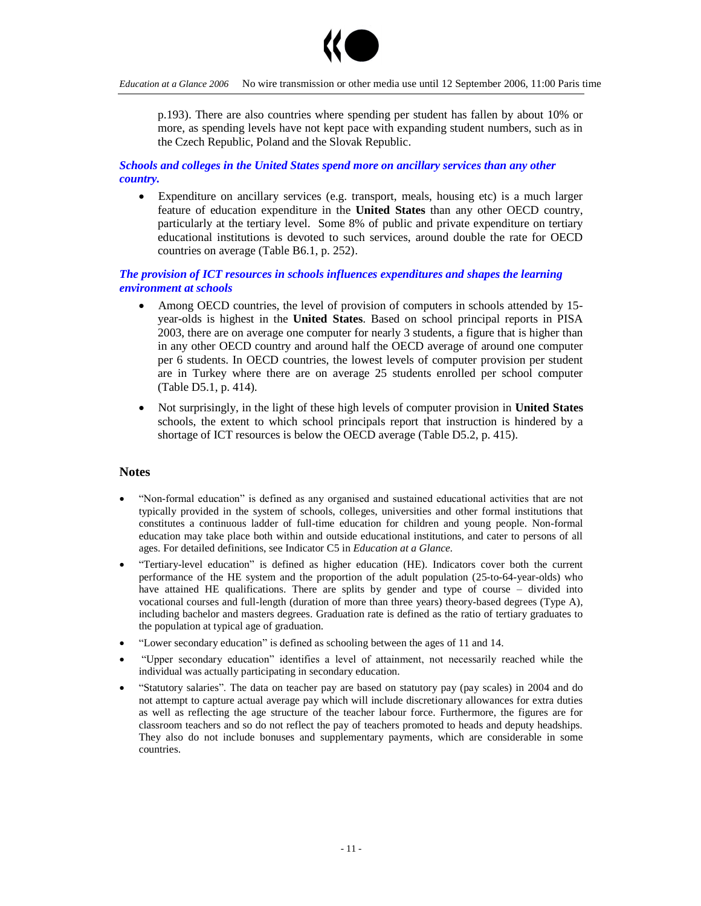p.193). There are also countries where spending per student has fallen by about 10% or more, as spending levels have not kept pace with expanding student numbers, such as in the Czech Republic, Poland and the Slovak Republic.

***Schools and colleges in the United States spend more on ancillary services than any other country.***

- Expenditure on ancillary services (e.g. transport, meals, housing etc) is a much larger feature of education expenditure in the **United States** than any other OECD country, particularly at the tertiary level. Some 8% of public and private expenditure on tertiary educational institutions is devoted to such services, around double the rate for OECD countries on average (Table B6.1, p. 252).

***The provision of ICT resources in schools influences expenditures and shapes the learning environment at schools***

- Among OECD countries, the level of provision of computers in schools attended by 15-year-olds is highest in the **United States**. Based on school principal reports in PISA 2003, there are on average one computer for nearly 3 students, a figure that is higher than in any other OECD country and around half the OECD average of around one computer per 6 students. In OECD countries, the lowest levels of computer provision per student are in Turkey where there are on average 25 students enrolled per school computer (Table D5.1, p. 414).
- Not surprisingly, in the light of these high levels of computer provision in **United States** schools, the extent to which school principals report that instruction is hindered by a shortage of ICT resources is below the OECD average (Table D5.2, p. 415).

## Notes

- "Non-formal education" is defined as any organised and sustained educational activities that are not typically provided in the system of schools, colleges, universities and other formal institutions that constitutes a continuous ladder of full-time education for children and young people. Non-formal education may take place both within and outside educational institutions, and cater to persons of all ages. For detailed definitions, see Indicator C5 in *Education at a Glance.*
- "Tertiary-level education" is defined as higher education (HE). Indicators cover both the current performance of the HE system and the proportion of the adult population (25-to-64-year-olds) who have attained HE qualifications. There are splits by gender and type of course – divided into vocational courses and full-length (duration of more than three years) theory-based degrees (Type A), including bachelor and masters degrees. Graduation rate is defined as the ratio of tertiary graduates to the population at typical age of graduation.
- "Lower secondary education" is defined as schooling between the ages of 11 and 14.
- "Upper secondary education" identifies a level of attainment, not necessarily reached while the individual was actually participating in secondary education.
- "Statutory salaries". The data on teacher pay are based on statutory pay (pay scales) in 2004 and do not attempt to capture actual average pay which will include discretionary allowances for extra duties as well as reflecting the age structure of the teacher labour force. Furthermore, the figures are for classroom teachers and so do not reflect the pay of teachers promoted to heads and deputy headships. They also do not include bonuses and supplementary payments, which are considerable in some countries.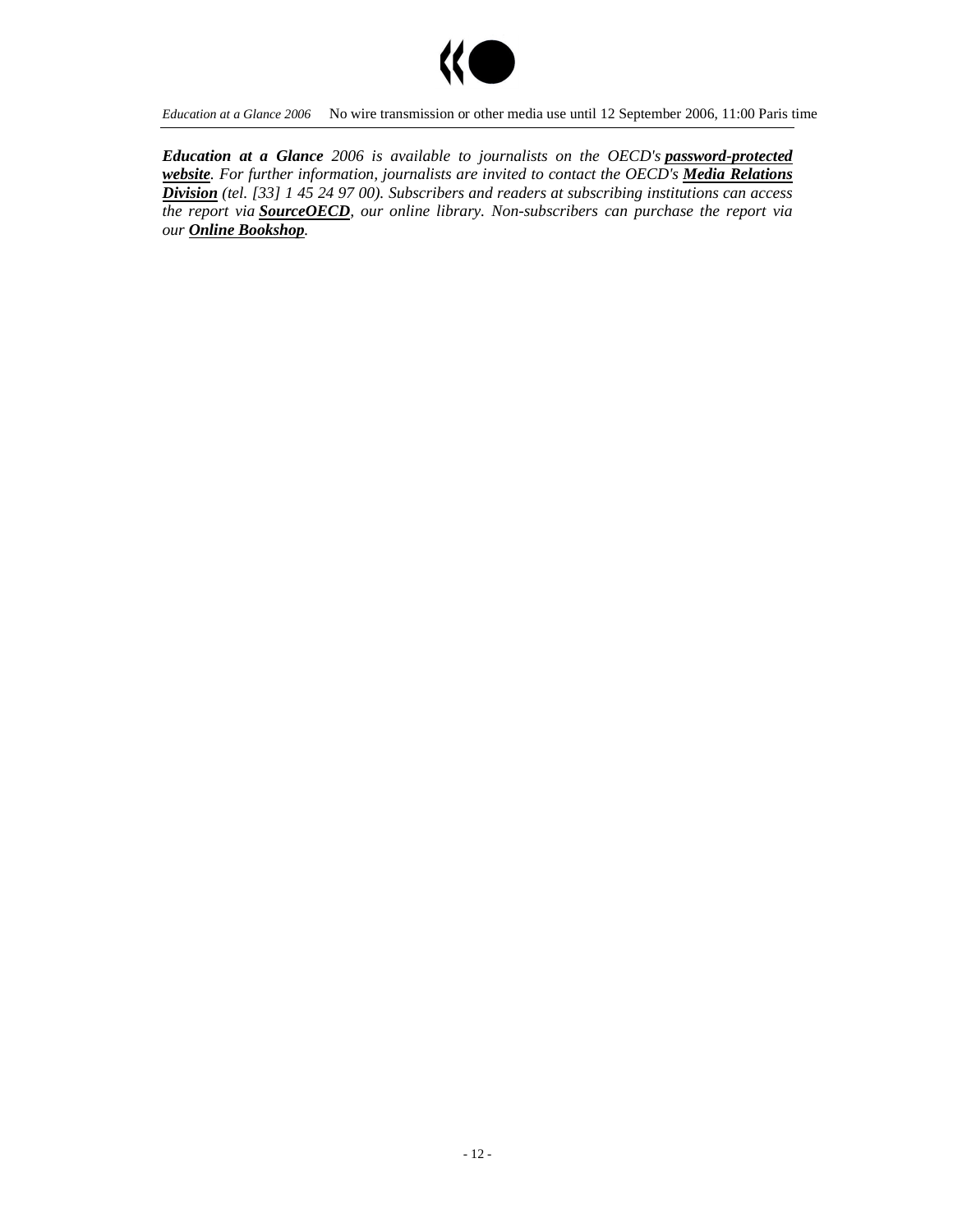***Education at a Glance** 2006 is available to journalists on the OECD's **password-protected website**. For further information, journalists are invited to contact the OECD's **Media Relations Division** (tel. [33] 1 45 24 97 00). Subscribers and readers at subscribing institutions can access the report via **SourceOECD**, our online library. Non-subscribers can purchase the report via our **Online Bookshop**.*